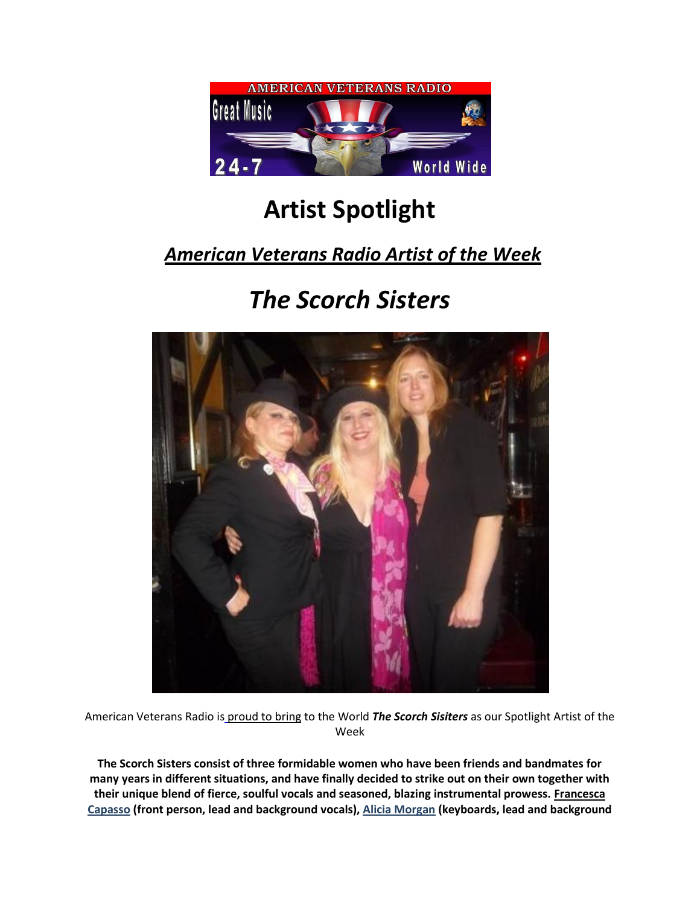# Artist Spotlight

## *American Veterans Radio Artist of the Week*

# *The Scorch Sisters*

American Veterans Radio is proud to bring to the World ***The Scorch Sisiters*** as our Spotlight Artist of the Week

**The Scorch Sisters consist of three formidable women who have been friends and bandmates for many years in different situations, and have finally decided to strike out on their own together with their unique blend of fierce, soulful vocals and seasoned, blazing instrumental prowess. Francesca Capasso (front person, lead and background vocals), Alicia Morgan (keyboards, lead and background**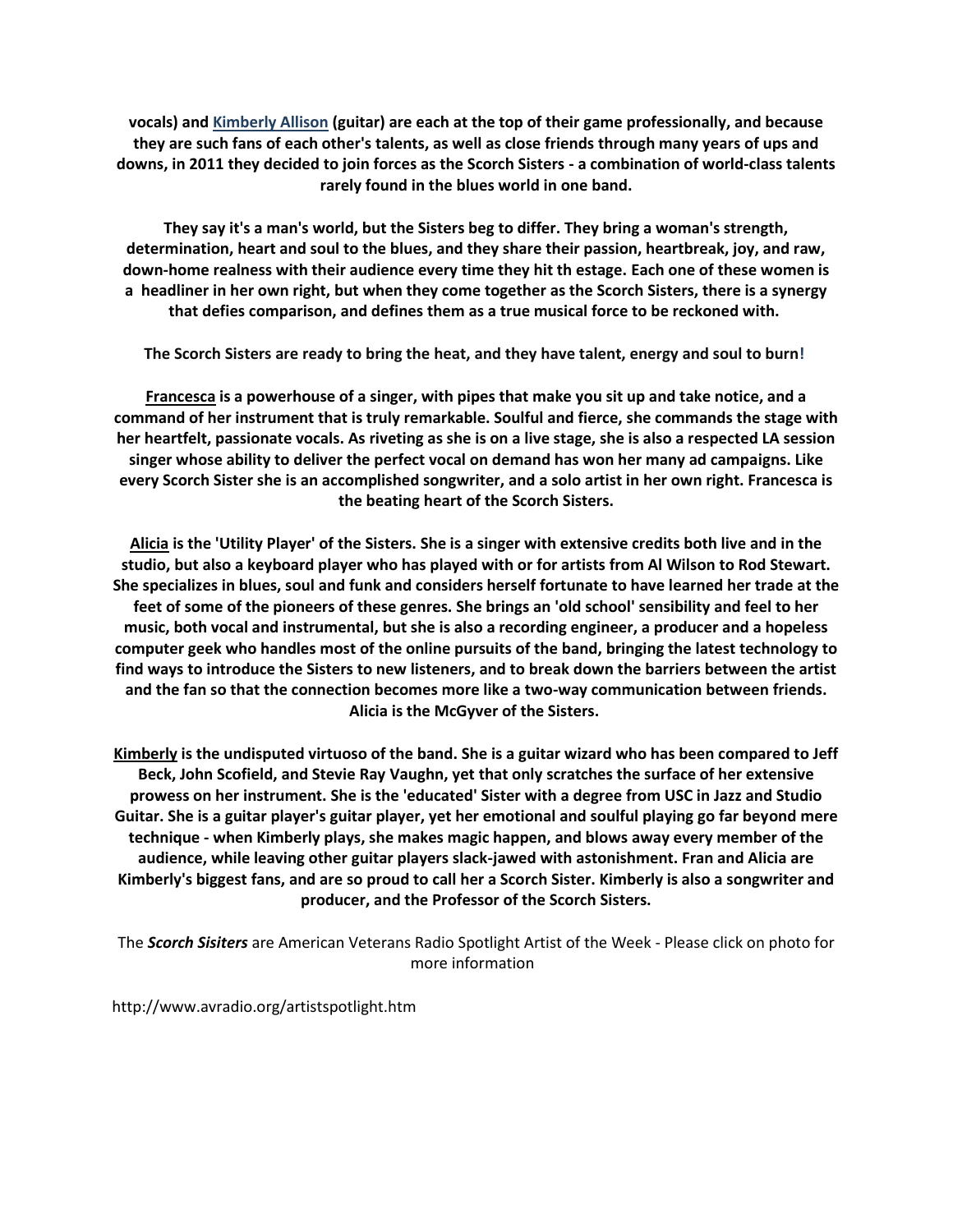**vocals) and Kimberly Allison (guitar) are each at the top of their game professionally, and because they are such fans of each other's talents, as well as close friends through many years of ups and downs, in 2011 they decided to join forces as the Scorch Sisters - a combination of world-class talents rarely found in the blues world in one band.**

**They say it's a man's world, but the Sisters beg to differ. They bring a woman's strength, determination, heart and soul to the blues, and they share their passion, heartbreak, joy, and raw, down-home realness with their audience every time they hit th estage. Each one of these women is a headliner in her own right, but when they come together as the Scorch Sisters, there is a synergy that defies comparison, and defines them as a true musical force to be reckoned with.**

**The Scorch Sisters are ready to bring the heat, and they have talent, energy and soul to burn!**

**Francesca is a powerhouse of a singer, with pipes that make you sit up and take notice, and a command of her instrument that is truly remarkable. Soulful and fierce, she commands the stage with her heartfelt, passionate vocals. As riveting as she is on a live stage, she is also a respected LA session singer whose ability to deliver the perfect vocal on demand has won her many ad campaigns. Like every Scorch Sister she is an accomplished songwriter, and a solo artist in her own right. Francesca is the beating heart of the Scorch Sisters.**

**Alicia is the 'Utility Player' of the Sisters. She is a singer with extensive credits both live and in the studio, but also a keyboard player who has played with or for artists from Al Wilson to Rod Stewart. She specializes in blues, soul and funk and considers herself fortunate to have learned her trade at the feet of some of the pioneers of these genres. She brings an 'old school' sensibility and feel to her music, both vocal and instrumental, but she is also a recording engineer, a producer and a hopeless computer geek who handles most of the online pursuits of the band, bringing the latest technology to find ways to introduce the Sisters to new listeners, and to break down the barriers between the artist and the fan so that the connection becomes more like a two-way communication between friends. Alicia is the McGyver of the Sisters.**

**Kimberly is the undisputed virtuoso of the band. She is a guitar wizard who has been compared to Jeff Beck, John Scofield, and Stevie Ray Vaughn, yet that only scratches the surface of her extensive prowess on her instrument. She is the 'educated' Sister with a degree from USC in Jazz and Studio Guitar. She is a guitar player's guitar player, yet her emotional and soulful playing go far beyond mere technique - when Kimberly plays, she makes magic happen, and blows away every member of the audience, while leaving other guitar players slack-jawed with astonishment. Fran and Alicia are Kimberly's biggest fans, and are so proud to call her a Scorch Sister. Kimberly is also a songwriter and producer, and the Professor of the Scorch Sisters.**

The ***Scorch Sisiters*** are American Veterans Radio Spotlight Artist of the Week - Please click on photo for more information

http://www.avradio.org/artistspotlight.htm